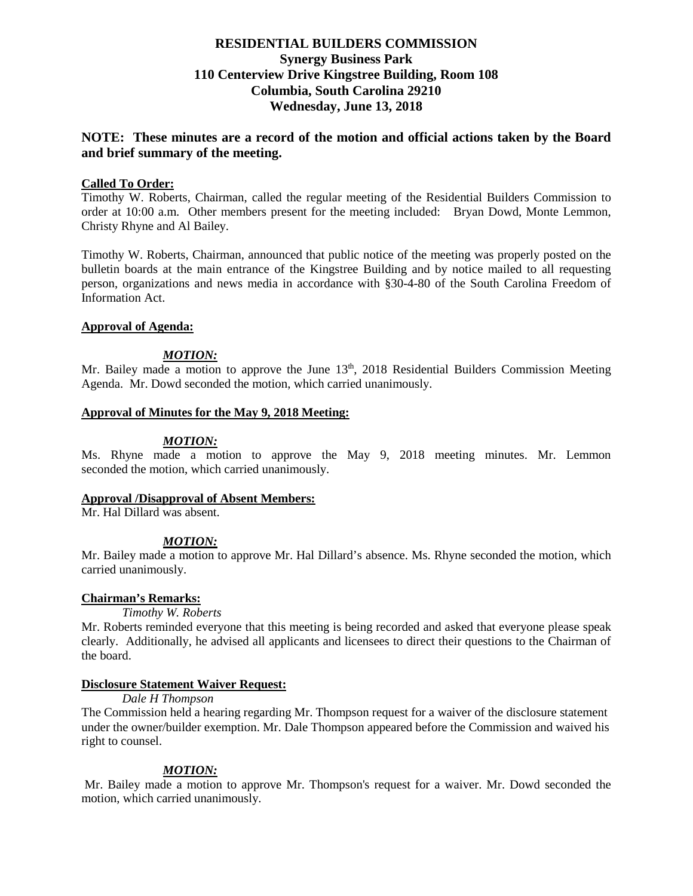# RESIDENTIAL BUILDERS COMMISSION
## Synergy Business Park
## 110 Centerview Drive Kingstree Building, Room 108
## Columbia, South Carolina 29210
## Wednesday, June 13, 2018

**NOTE: These minutes are a record of the motion and official actions taken by the Board and brief summary of the meeting.**

**Called To Order:**

Timothy W. Roberts, Chairman, called the regular meeting of the Residential Builders Commission to order at 10:00 a.m. Other members present for the meeting included: Bryan Dowd, Monte Lemmon, Christy Rhyne and Al Bailey.

Timothy W. Roberts, Chairman, announced that public notice of the meeting was properly posted on the bulletin boards at the main entrance of the Kingstree Building and by notice mailed to all requesting person, organizations and news media in accordance with §30-4-80 of the South Carolina Freedom of Information Act.

**Approval of Agenda:**

***MOTION:***

Mr. Bailey made a motion to approve the June 13th, 2018 Residential Builders Commission Meeting Agenda. Mr. Dowd seconded the motion, which carried unanimously.

**Approval of Minutes for the May 9, 2018 Meeting:**

***MOTION:***

Ms. Rhyne made a motion to approve the May 9, 2018 meeting minutes. Mr. Lemmon seconded the motion, which carried unanimously.

**Approval /Disapproval of Absent Members:**

Mr. Hal Dillard was absent.

***MOTION:***

Mr. Bailey made a motion to approve Mr. Hal Dillard's absence. Ms. Rhyne seconded the motion, which carried unanimously.

**Chairman's Remarks:**

*Timothy W. Roberts*

Mr. Roberts reminded everyone that this meeting is being recorded and asked that everyone please speak clearly. Additionally, he advised all applicants and licensees to direct their questions to the Chairman of the board.

**Disclosure Statement Waiver Request:**

*Dale H Thompson*

The Commission held a hearing regarding Mr. Thompson request for a waiver of the disclosure statement under the owner/builder exemption. Mr. Dale Thompson appeared before the Commission and waived his right to counsel.

***MOTION:***

Mr. Bailey made a motion to approve Mr. Thompson's request for a waiver. Mr. Dowd seconded the motion, which carried unanimously.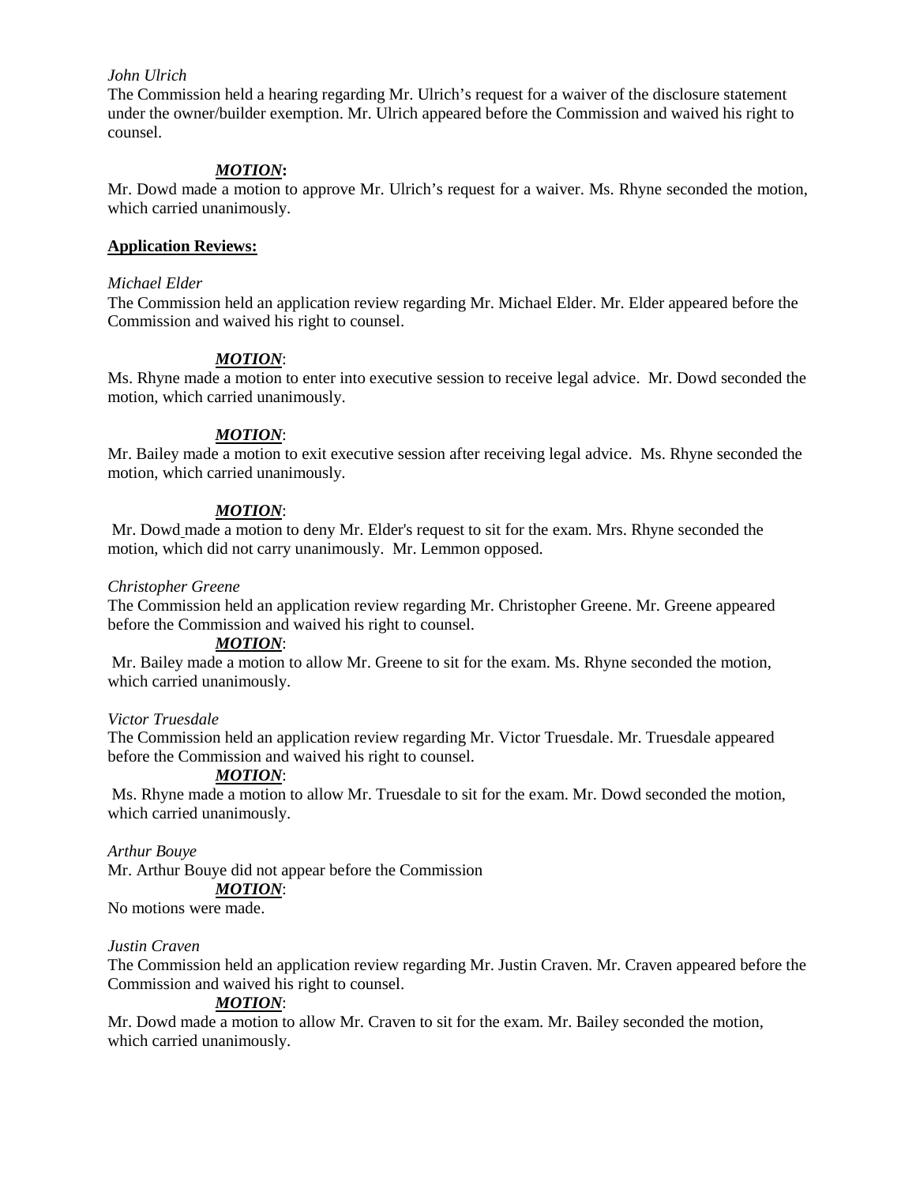*John Ulrich*

The Commission held a hearing regarding Mr. Ulrich's request for a waiver of the disclosure statement under the owner/builder exemption. Mr. Ulrich appeared before the Commission and waived his right to counsel.

***MOTION*:**

Mr. Dowd made a motion to approve Mr. Ulrich's request for a waiver. Ms. Rhyne seconded the motion, which carried unanimously.

**Application Reviews:**

*Michael Elder*

The Commission held an application review regarding Mr. Michael Elder. Mr. Elder appeared before the Commission and waived his right to counsel.

***MOTION*:**

Ms. Rhyne made a motion to enter into executive session to receive legal advice. Mr. Dowd seconded the motion, which carried unanimously.

***MOTION*:**

Mr. Bailey made a motion to exit executive session after receiving legal advice. Ms. Rhyne seconded the motion, which carried unanimously.

***MOTION*:**

Mr. Dowd made a motion to deny Mr. Elder's request to sit for the exam. Mrs. Rhyne seconded the motion, which did not carry unanimously. Mr. Lemmon opposed.

*Christopher Greene*

The Commission held an application review regarding Mr. Christopher Greene. Mr. Greene appeared before the Commission and waived his right to counsel.

***MOTION*:**

Mr. Bailey made a motion to allow Mr. Greene to sit for the exam. Ms. Rhyne seconded the motion, which carried unanimously.

*Victor Truesdale*

The Commission held an application review regarding Mr. Victor Truesdale. Mr. Truesdale appeared before the Commission and waived his right to counsel.

***MOTION*:**

Ms. Rhyne made a motion to allow Mr. Truesdale to sit for the exam. Mr. Dowd seconded the motion, which carried unanimously.

*Arthur Bouye*

Mr. Arthur Bouye did not appear before the Commission

***MOTION*:**

No motions were made.

*Justin Craven*

The Commission held an application review regarding Mr. Justin Craven. Mr. Craven appeared before the Commission and waived his right to counsel.

***MOTION*:**

Mr. Dowd made a motion to allow Mr. Craven to sit for the exam. Mr. Bailey seconded the motion, which carried unanimously.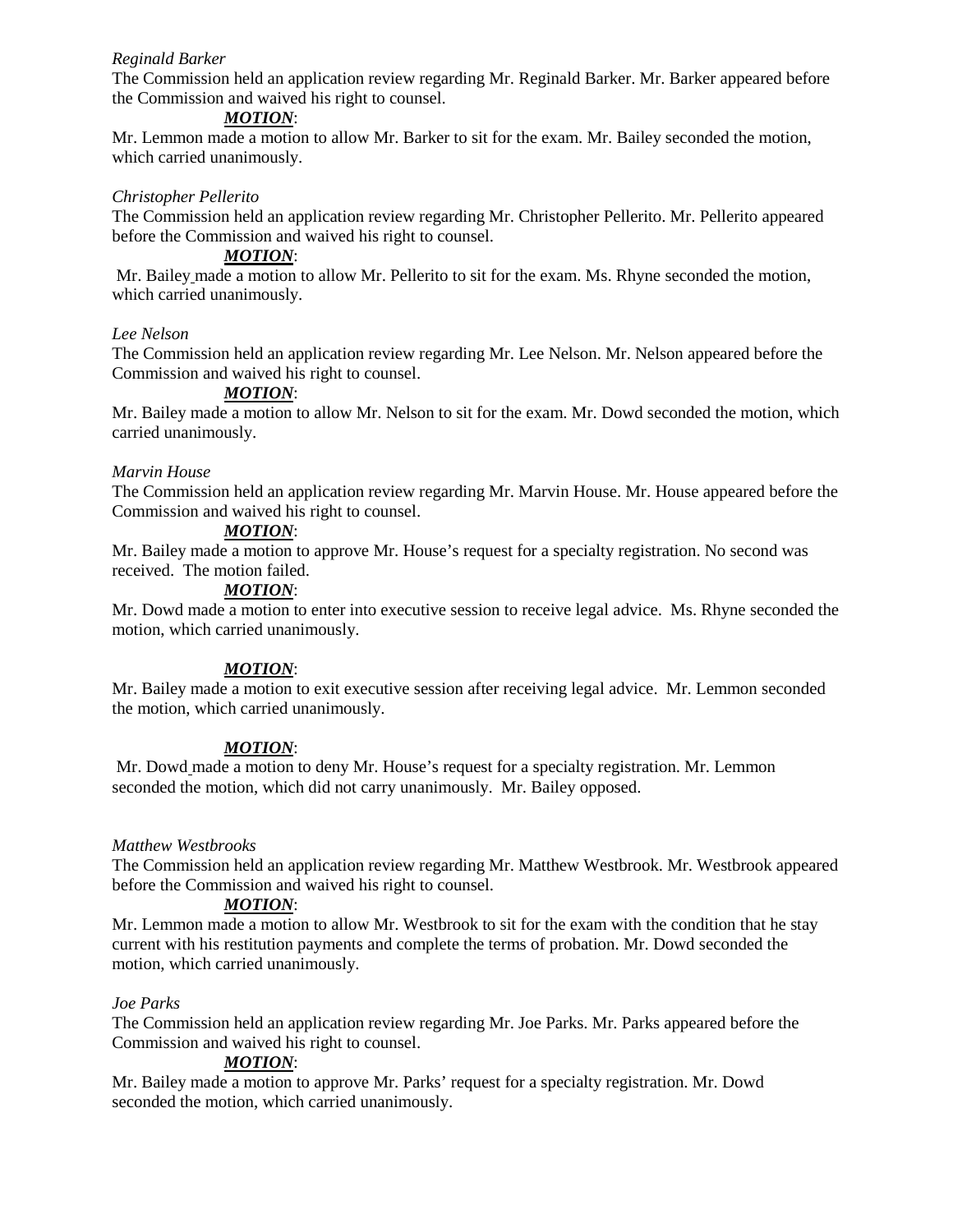*Reginald Barker*

The Commission held an application review regarding Mr. Reginald Barker. Mr. Barker appeared before the Commission and waived his right to counsel.

***MOTION***:

Mr. Lemmon made a motion to allow Mr. Barker to sit for the exam. Mr. Bailey seconded the motion, which carried unanimously.

*Christopher Pellerito*

The Commission held an application review regarding Mr. Christopher Pellerito. Mr. Pellerito appeared before the Commission and waived his right to counsel.

***MOTION***:

Mr. Bailey made a motion to allow Mr. Pellerito to sit for the exam. Ms. Rhyne seconded the motion, which carried unanimously.

*Lee Nelson*

The Commission held an application review regarding Mr. Lee Nelson. Mr. Nelson appeared before the Commission and waived his right to counsel.

***MOTION***:

Mr. Bailey made a motion to allow Mr. Nelson to sit for the exam. Mr. Dowd seconded the motion, which carried unanimously.

*Marvin House*

The Commission held an application review regarding Mr. Marvin House. Mr. House appeared before the Commission and waived his right to counsel.

***MOTION***:

Mr. Bailey made a motion to approve Mr. House's request for a specialty registration. No second was received. The motion failed.

***MOTION***:

Mr. Dowd made a motion to enter into executive session to receive legal advice. Ms. Rhyne seconded the motion, which carried unanimously.

***MOTION***:

Mr. Bailey made a motion to exit executive session after receiving legal advice. Mr. Lemmon seconded the motion, which carried unanimously.

***MOTION***:

Mr. Dowd made a motion to deny Mr. House's request for a specialty registration. Mr. Lemmon seconded the motion, which did not carry unanimously. Mr. Bailey opposed.

*Matthew Westbrooks*

The Commission held an application review regarding Mr. Matthew Westbrook. Mr. Westbrook appeared before the Commission and waived his right to counsel.

***MOTION***:

Mr. Lemmon made a motion to allow Mr. Westbrook to sit for the exam with the condition that he stay current with his restitution payments and complete the terms of probation. Mr. Dowd seconded the motion, which carried unanimously.

*Joe Parks*

The Commission held an application review regarding Mr. Joe Parks. Mr. Parks appeared before the Commission and waived his right to counsel.

***MOTION***:

Mr. Bailey made a motion to approve Mr. Parks' request for a specialty registration. Mr. Dowd seconded the motion, which carried unanimously.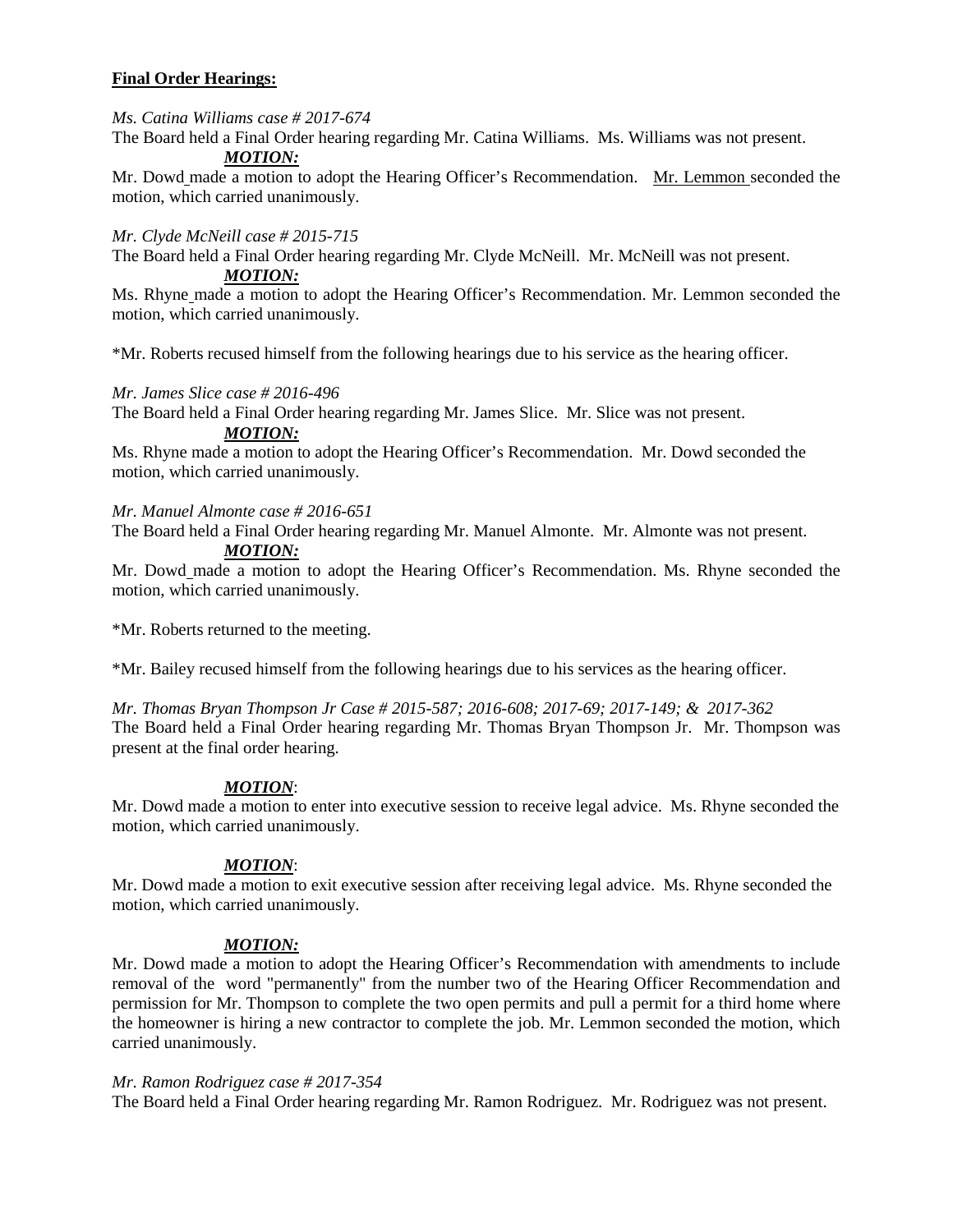**Final Order Hearings:**

*Ms. Catina Williams case # 2017-674*

The Board held a Final Order hearing regarding Mr. Catina Williams. Ms. Williams was not present.

***MOTION:***

Mr. Dowd made a motion to adopt the Hearing Officer's Recommendation. Mr. Lemmon seconded the motion, which carried unanimously.

*Mr. Clyde McNeill case # 2015-715*

The Board held a Final Order hearing regarding Mr. Clyde McNeill. Mr. McNeill was not present.

***MOTION:***

Ms. Rhyne made a motion to adopt the Hearing Officer's Recommendation. Mr. Lemmon seconded the motion, which carried unanimously.

*Mr. Roberts recused himself from the following hearings due to his service as the hearing officer.

*Mr. James Slice case # 2016-496*

The Board held a Final Order hearing regarding Mr. James Slice. Mr. Slice was not present.

***MOTION:***

Ms. Rhyne made a motion to adopt the Hearing Officer's Recommendation. Mr. Dowd seconded the motion, which carried unanimously.

*Mr. Manuel Almonte case # 2016-651*

The Board held a Final Order hearing regarding Mr. Manuel Almonte. Mr. Almonte was not present.

***MOTION:***

Mr. Dowd made a motion to adopt the Hearing Officer's Recommendation. Ms. Rhyne seconded the motion, which carried unanimously.

*Mr. Roberts returned to the meeting.

*Mr. Bailey recused himself from the following hearings due to his services as the hearing officer.

*Mr. Thomas Bryan Thompson Jr Case # 2015-587; 2016-608; 2017-69; 2017-149; & 2017-362*

The Board held a Final Order hearing regarding Mr. Thomas Bryan Thompson Jr. Mr. Thompson was present at the final order hearing.

***MOTION***:

Mr. Dowd made a motion to enter into executive session to receive legal advice. Ms. Rhyne seconded the motion, which carried unanimously.

***MOTION***:

Mr. Dowd made a motion to exit executive session after receiving legal advice. Ms. Rhyne seconded the motion, which carried unanimously.

***MOTION:***

Mr. Dowd made a motion to adopt the Hearing Officer's Recommendation with amendments to include removal of the word "permanently" from the number two of the Hearing Officer Recommendation and permission for Mr. Thompson to complete the two open permits and pull a permit for a third home where the homeowner is hiring a new contractor to complete the job. Mr. Lemmon seconded the motion, which carried unanimously.

*Mr. Ramon Rodriguez case # 2017-354*

The Board held a Final Order hearing regarding Mr. Ramon Rodriguez. Mr. Rodriguez was not present.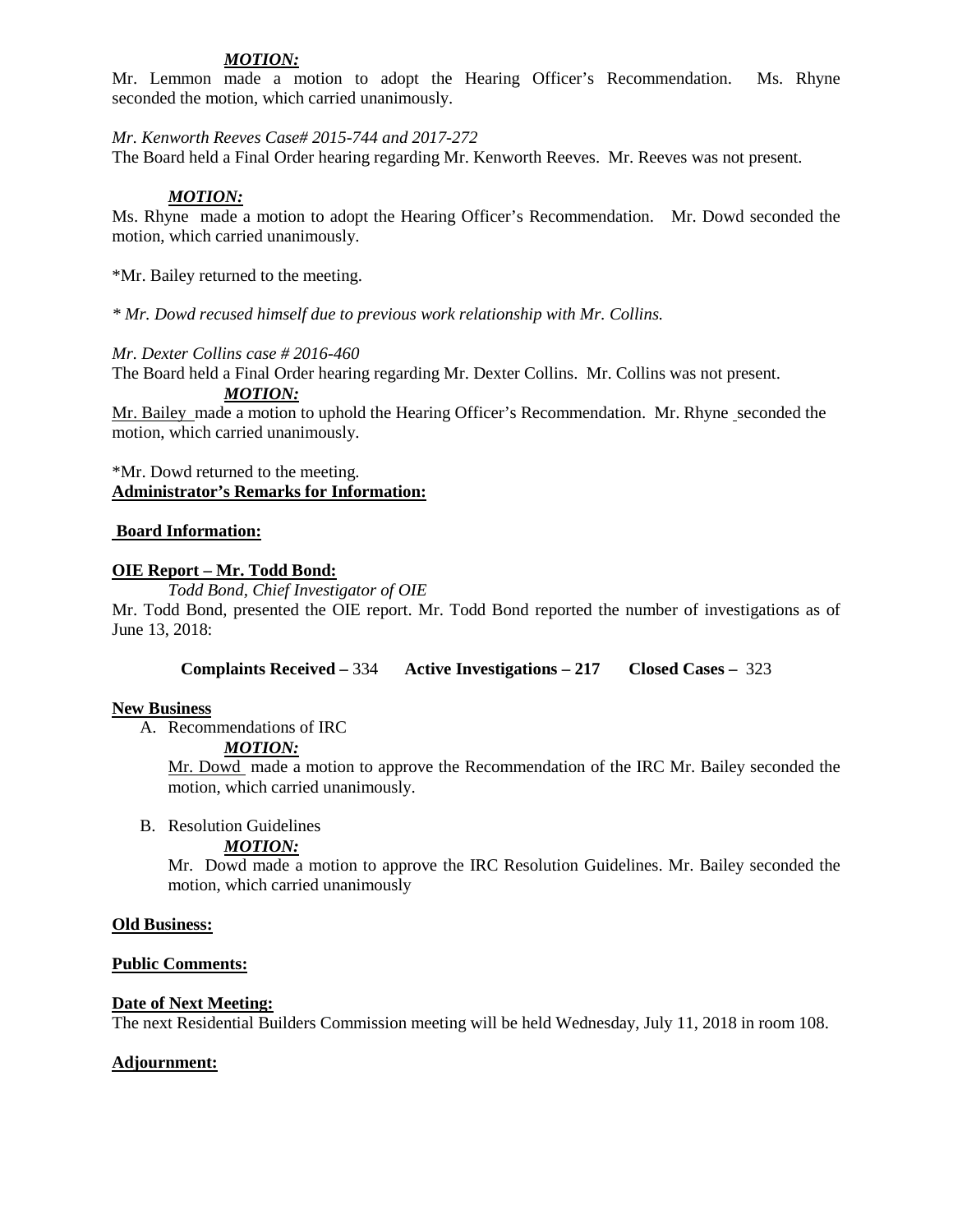***MOTION:***

Mr. Lemmon made a motion to adopt the Hearing Officer's Recommendation. Ms. Rhyne seconded the motion, which carried unanimously.

*Mr. Kenworth Reeves Case# 2015-744 and 2017-272*

The Board held a Final Order hearing regarding Mr. Kenworth Reeves. Mr. Reeves was not present.

***MOTION:***

Ms. Rhyne made a motion to adopt the Hearing Officer's Recommendation. Mr. Dowd seconded the motion, which carried unanimously.

*Mr. Bailey returned to the meeting.

*\* Mr. Dowd recused himself due to previous work relationship with Mr. Collins.*

*Mr. Dexter Collins case # 2016-460*

The Board held a Final Order hearing regarding Mr. Dexter Collins. Mr. Collins was not present.

***MOTION:***

Mr. Bailey made a motion to uphold the Hearing Officer's Recommendation. Mr. Rhyne seconded the motion, which carried unanimously.

*Mr. Dowd returned to the meeting.

**Administrator's Remarks for Information:**

**Board Information:**

**OIE Report – Mr. Todd Bond:**

*Todd Bond, Chief Investigator of OIE*

Mr. Todd Bond, presented the OIE report. Mr. Todd Bond reported the number of investigations as of June 13, 2018:

**Complaints Received –** 334 **Active Investigations – 217** **Closed Cases –** 323

**New Business**

A. Recommendations of IRC

***MOTION:***

Mr. Dowd made a motion to approve the Recommendation of the IRC Mr. Bailey seconded the motion, which carried unanimously.

B. Resolution Guidelines

***MOTION:***

Mr. Dowd made a motion to approve the IRC Resolution Guidelines. Mr. Bailey seconded the motion, which carried unanimously

**Old Business:**

**Public Comments:**

**Date of Next Meeting:**

The next Residential Builders Commission meeting will be held Wednesday, July 11, 2018 in room 108.

**Adjournment:**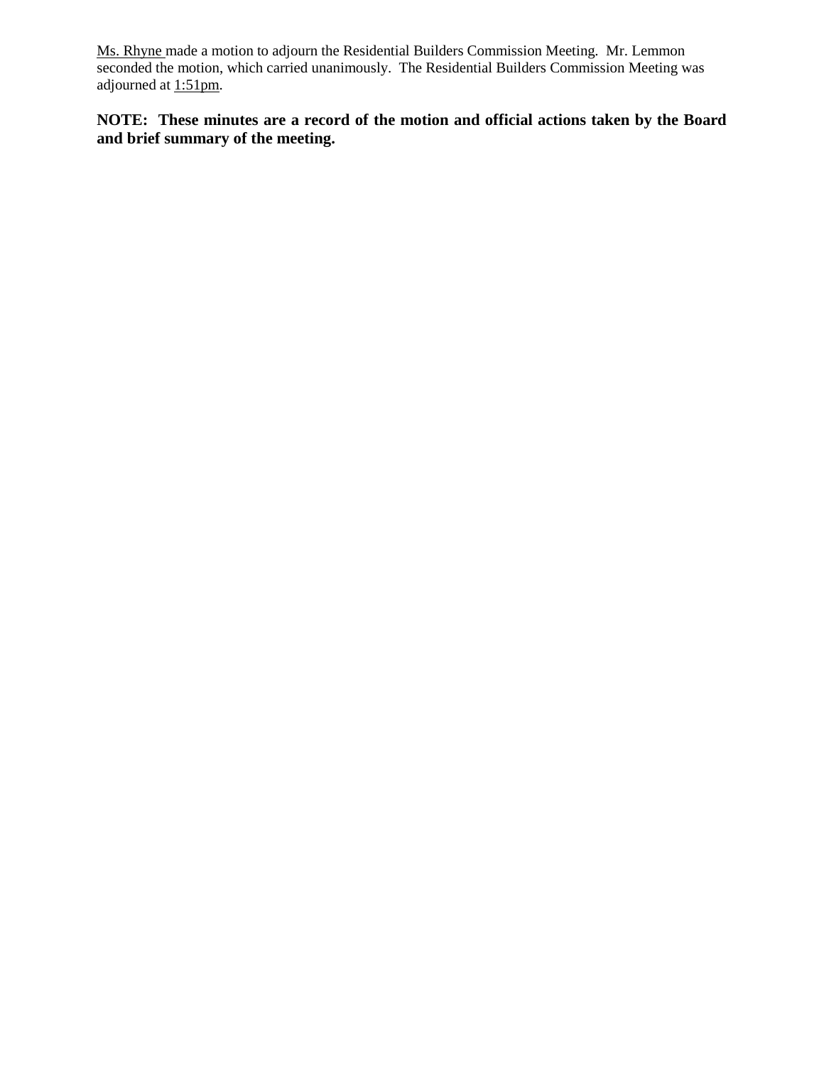Ms. Rhyne made a motion to adjourn the Residential Builders Commission Meeting. Mr. Lemmon seconded the motion, which carried unanimously. The Residential Builders Commission Meeting was adjourned at 1:51pm.

**NOTE: These minutes are a record of the motion and official actions taken by the Board and brief summary of the meeting.**